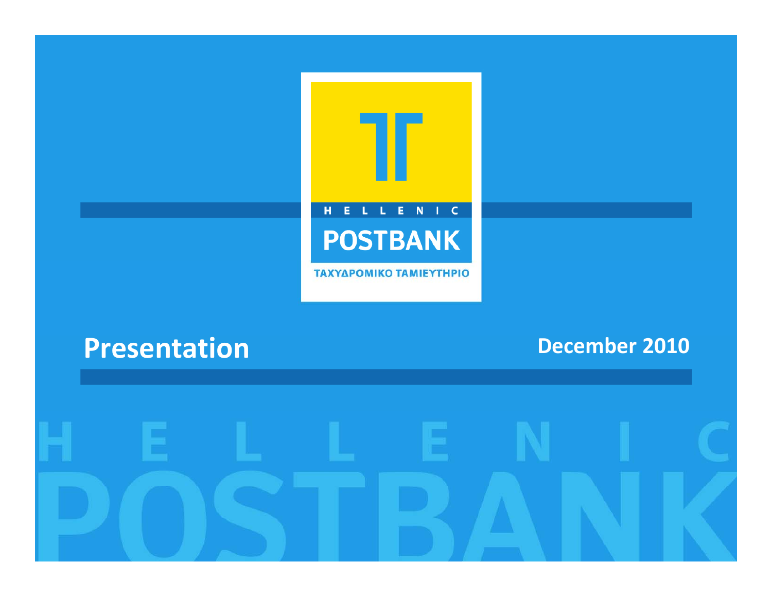HELLENIC

# POSTBANK

ΤΑΧΥΔΡΟΜΙΚΟ ΤΑΜΙΕΥΤΗΡΙΟ

## Presentation

**December 2010**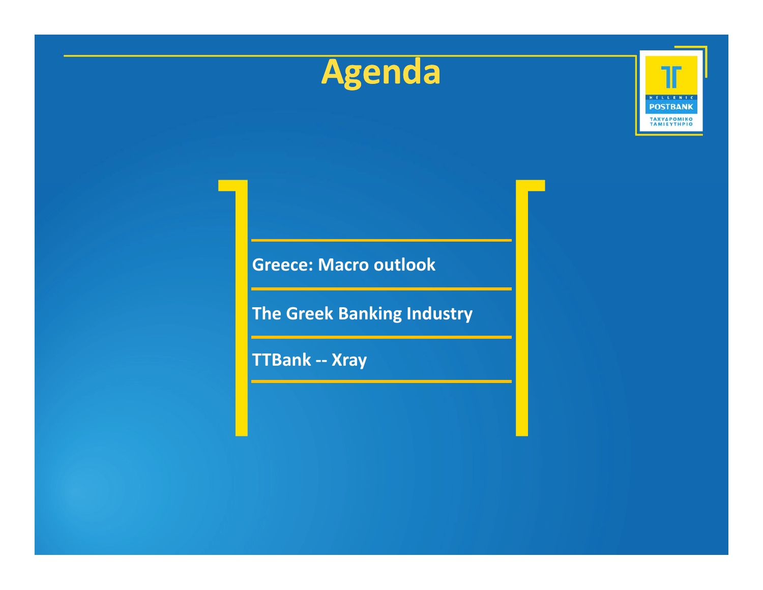# Agenda

- Greece: Macro outlook
- The Greek Banking Industry
- TTBank -- Xray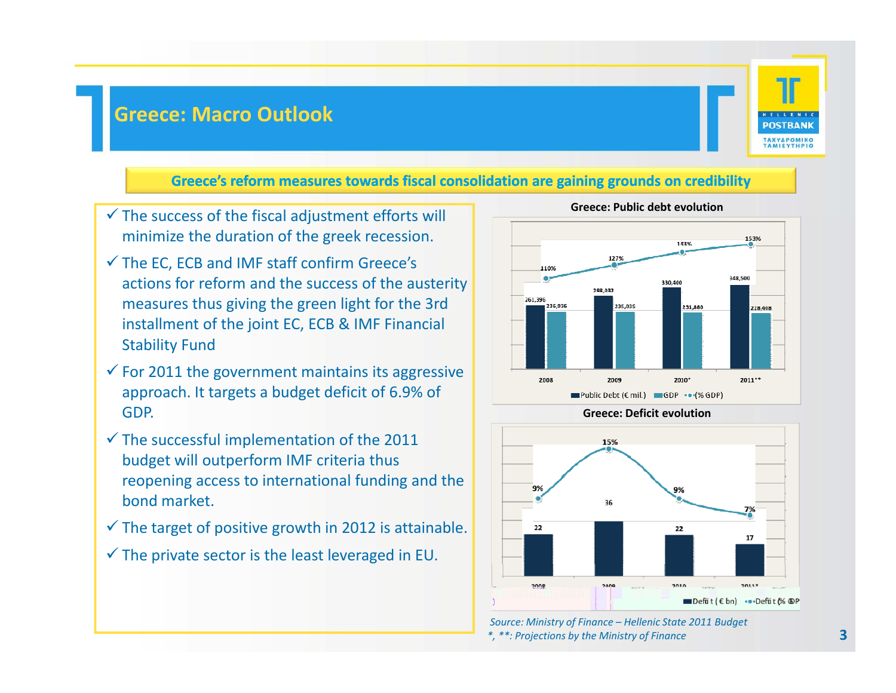# Greece: Macro Outlook

**Greece's reform measures towards fiscal consolidation are gaining grounds on credibility**

- ✓ The success of the fiscal adjustment efforts will minimize the duration of the greek recession.
- ✓ The EC, ECB and IMF staff confirm Greece's actions for reform and the success of the austerity measures thus giving the green light for the 3rd installment of the joint EC, ECB & IMF Financial Stability Fund
- ✓ For 2011 the government maintains its aggressive approach. It targets a budget deficit of 6.9% of GDP.
- ✓ The successful implementation of the 2011 budget will outperform IMF criteria thus reopening access to international funding and the bond market.
- ✓ The target of positive growth in 2012 is attainable.
- ✓ The private sector is the least leveraged in EU.

**Greece: Public debt evolution**

| | 2008 | 2009 | 2010* | 2011** |
|---|---|---|---|---|
| Public Debt (€ mil.) | 261,396 | 298,032 | 330,400 | 348,500 |
| GDP | 236,936 | 235,035 | 231,880 | 228,408 |
| (% GDP) | 110% | 127% | 143% | 153% |

**Greece: Deficit evolution**

| | 2008 | 2009 | 2010 | 2011* |
|---|---|---|---|---|
| Deficit (€ bn) | 22 | 36 | 22 | 17 |
| Deficit (% GDP) | 9% | 15% | 9% | 7% |

*Source: Ministry of Finance – Hellenic State 2011 Budget*

*\*, \*\*: Projections by the Ministry of Finance*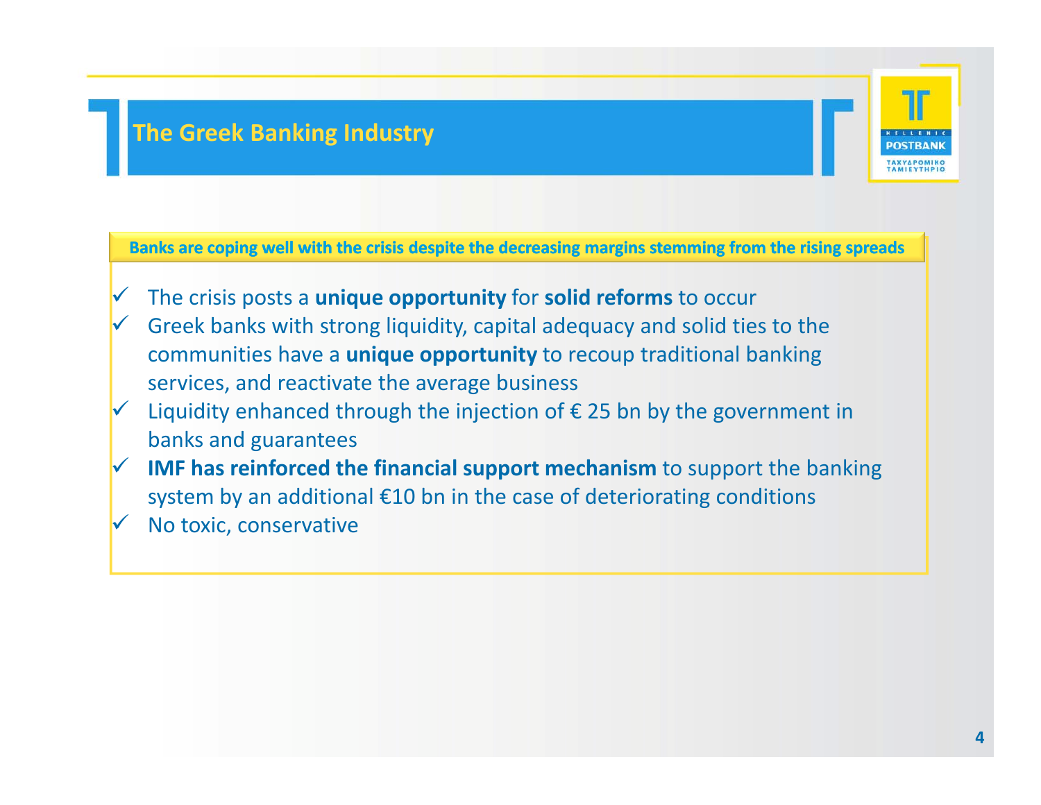# The Greek Banking Industry

**Banks are coping well with the crisis despite the decreasing margins stemming from the rising spreads**

- ✓ The crisis posts a **unique opportunity** for **solid reforms** to occur
- ✓ Greek banks with strong liquidity, capital adequacy and solid ties to the communities have a **unique opportunity** to recoup traditional banking services, and reactivate the average business
- ✓ Liquidity enhanced through the injection of € 25 bn by the government in banks and guarantees
- ✓ **IMF has reinforced the financial support mechanism** to support the banking system by an additional €10 bn in the case of deteriorating conditions
- ✓ No toxic, conservative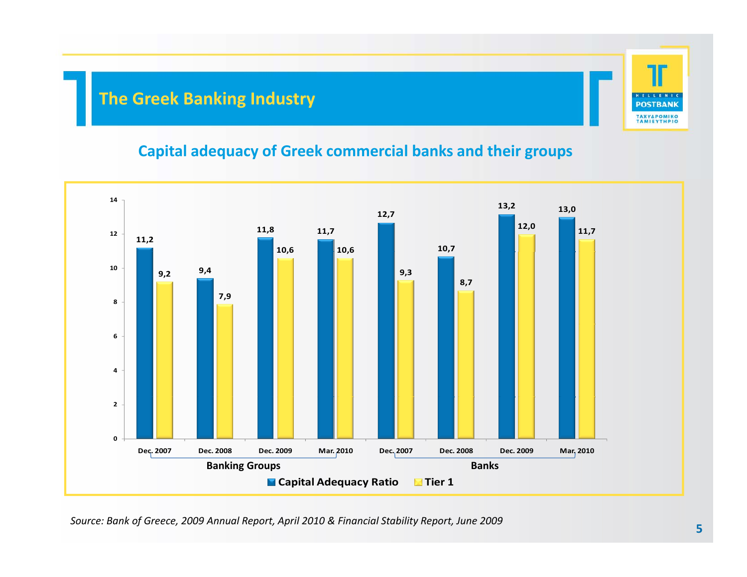# The Greek Banking Industry

## Capital adequacy of Greek commercial banks and their groups

| | | Capital Adequacy Ratio | Tier 1 |
|---|---|---|---|
| Banking Groups | Dec. 2007 | 11,2 | 9,2 |
| | Dec. 2008 | 9,4 | 7,9 |
| | Dec. 2009 | 11,8 | 10,6 |
| | Mar. 2010 | 11,7 | 10,6 |
| Banks | Dec. 2007 | 12,7 | 9,3 |
| | Dec. 2008 | 10,7 | 8,7 |
| | Dec. 2009 | 13,2 | 12,0 |
| | Mar. 2010 | 13,0 | 11,7 |

*Source: Bank of Greece, 2009 Annual Report, April 2010 & Financial Stability Report, June 2009*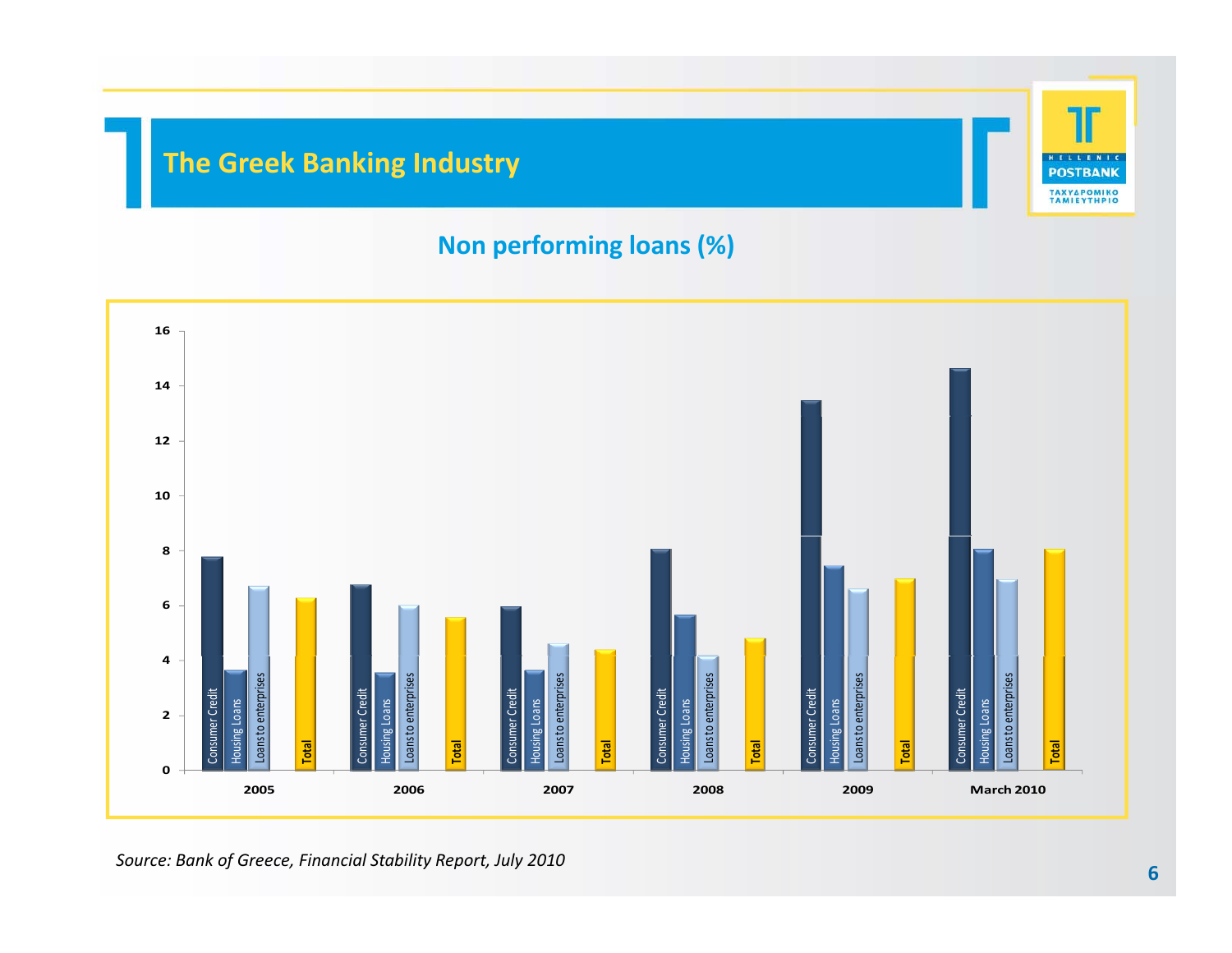# The Greek Banking Industry

## Non performing loans (%)

| | Consumer Credit | Housing Loans | Loans to enterprises | Total |
|---|---|---|---|---|
| 2005 | 7.8 | 3.7 | 6.7 | 6.3 |
| 2006 | 6.8 | 3.6 | 6.0 | 5.6 |
| 2007 | 6.0 | 3.7 | 4.6 | 4.4 |
| 2008 | 8.1 | 5.7 | 4.2 | 4.8 |
| 2009 | 13.5 | 7.5 | 6.6 | 7.0 |
| March 2010 | 14.7 | 8.1 | 7.0 | 8.1 |

*Source: Bank of Greece, Financial Stability Report, July 2010*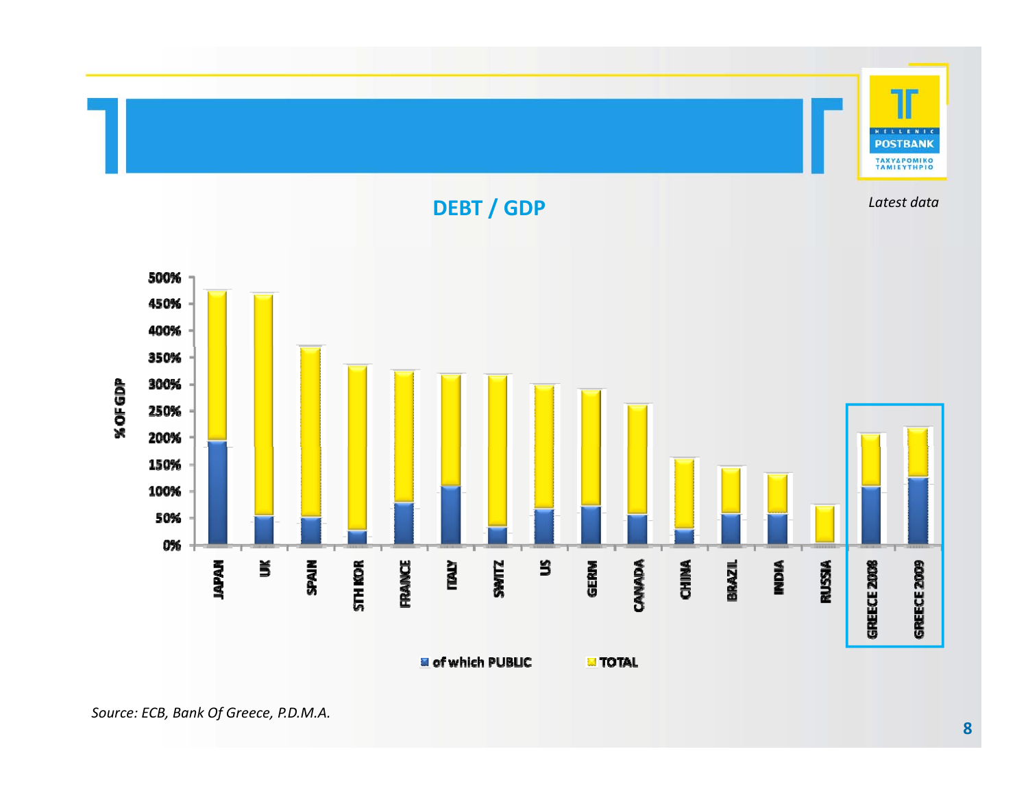## DEBT / GDP

*Latest data*

- % OF GDP (y-axis: 0% – 500%)
- Countries: JAPAN, UK, SPAIN, STH KOR, FRANCE, ITALY, SWITZ, US, GERM, CANADA, CHINA, BRAZIL, INDIA, RUSSIA, GREECE 2008, GREECE 2009
- Legend: of which PUBLIC; TOTAL

*Source: ECB, Bank Of Greece, P.D.M.A.*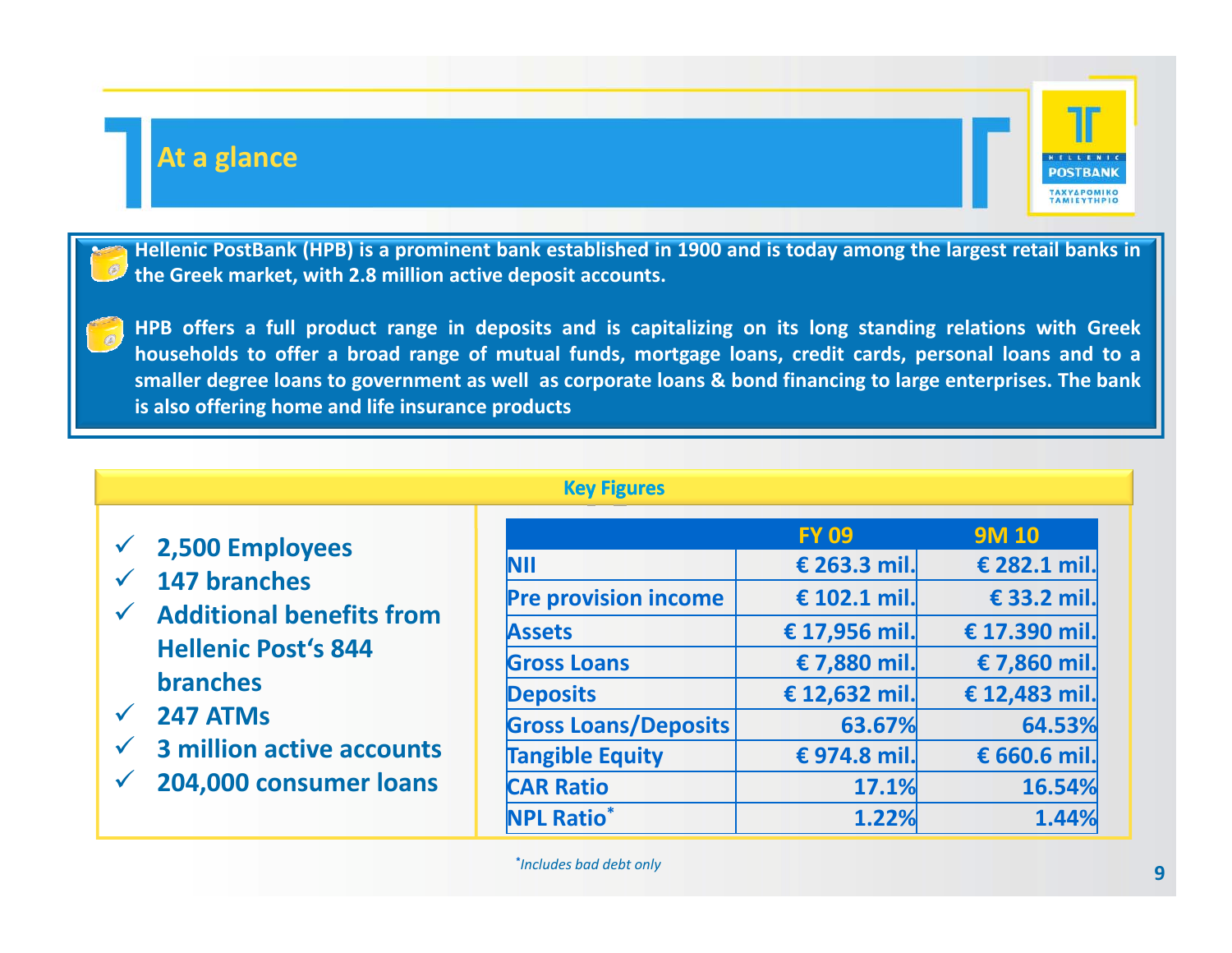# At a glance

- Hellenic PostBank (HPB) is a prominent bank established in 1900 and is today among the largest retail banks in the Greek market, with 2.8 million active deposit accounts.
- HPB offers a full product range in deposits and is capitalizing on its long standing relations with Greek households to offer a broad range of mutual funds, mortgage loans, credit cards, personal loans and to a smaller degree loans to government as well as corporate loans & bond financing to large enterprises. The bank is also offering home and life insurance products

## Key Figures

- ✓ 2,500 Employees
- ✓ 147 branches
- ✓ Additional benefits from Hellenic Post's 844 branches
- ✓ 247 ATMs
- ✓ 3 million active accounts
- ✓ 204,000 consumer loans

| | FY 09 | 9M 10 |
|---|---|---|
| NII | € 263.3 mil. | € 282.1 mil. |
| Pre provision income | € 102.1 mil. | € 33.2 mil. |
| Assets | € 17,956 mil. | € 17.390 mil. |
| Gross Loans | € 7,880 mil. | € 7,860 mil. |
| Deposits | € 12,632 mil. | € 12,483 mil. |
| Gross Loans/Deposits | 63.67% | 64.53% |
| Tangible Equity | € 974.8 mil. | € 660.6 mil. |
| CAR Ratio | 17.1% | 16.54% |
| NPL Ratio* | 1.22% | 1.44% |

*Includes bad debt only*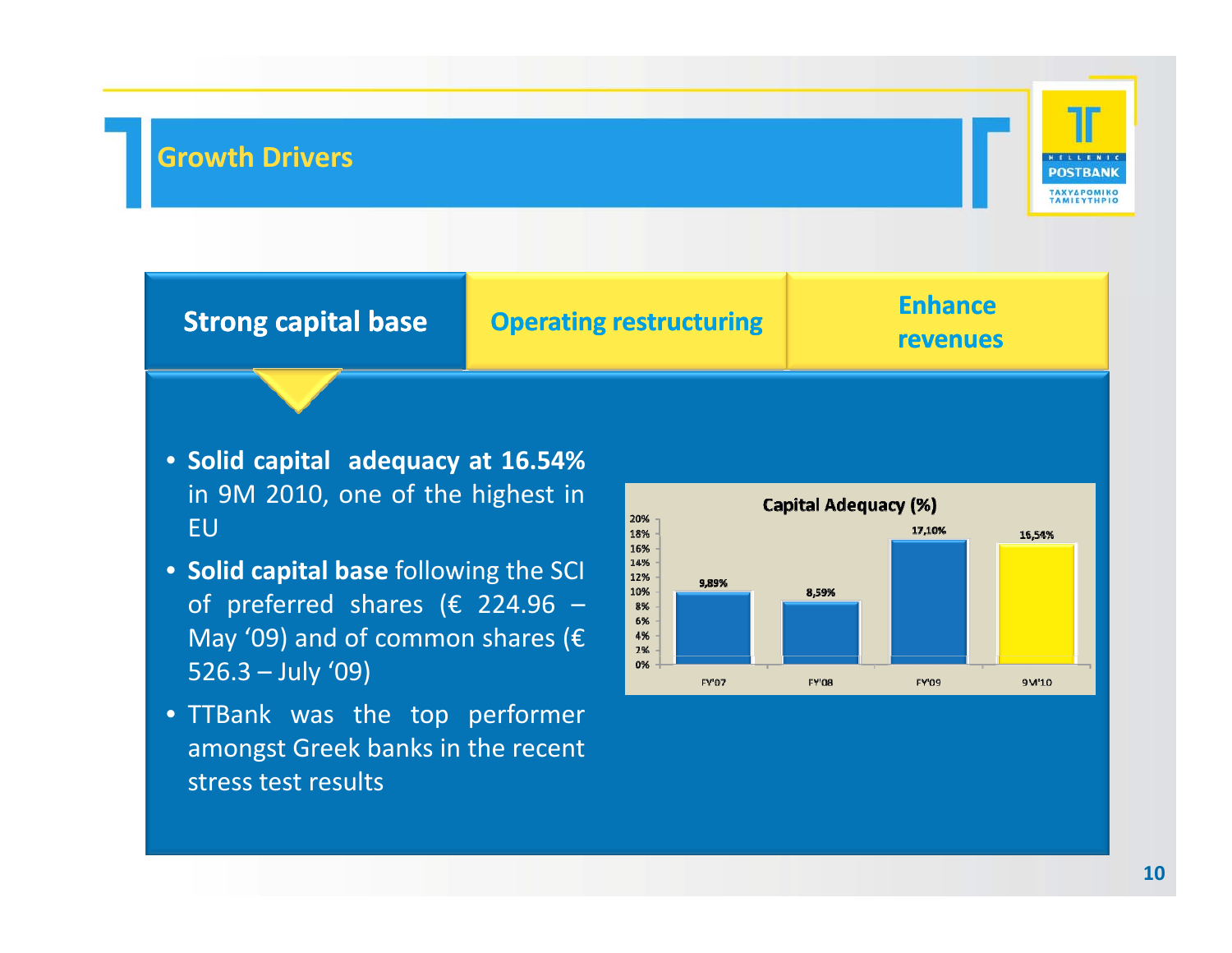# Growth Drivers

**Strong capital base** | Operating restructuring | Enhance revenues

- **Solid capital adequacy at 16.54%** in 9M 2010, one of the highest in EU
- **Solid capital base** following the SCI of preferred shares (€ 224.96 – May '09) and of common shares (€ 526.3 – July '09)
- TTBank was the top performer amongst Greek banks in the recent stress test results

**Capital Adequacy (%)**

| Period | Capital Adequacy (%) |
|---|---|
| FY'07 | 9,89% |
| FY'08 | 8,59% |
| FY'09 | 17,10% |
| 9M'10 | 16,54% |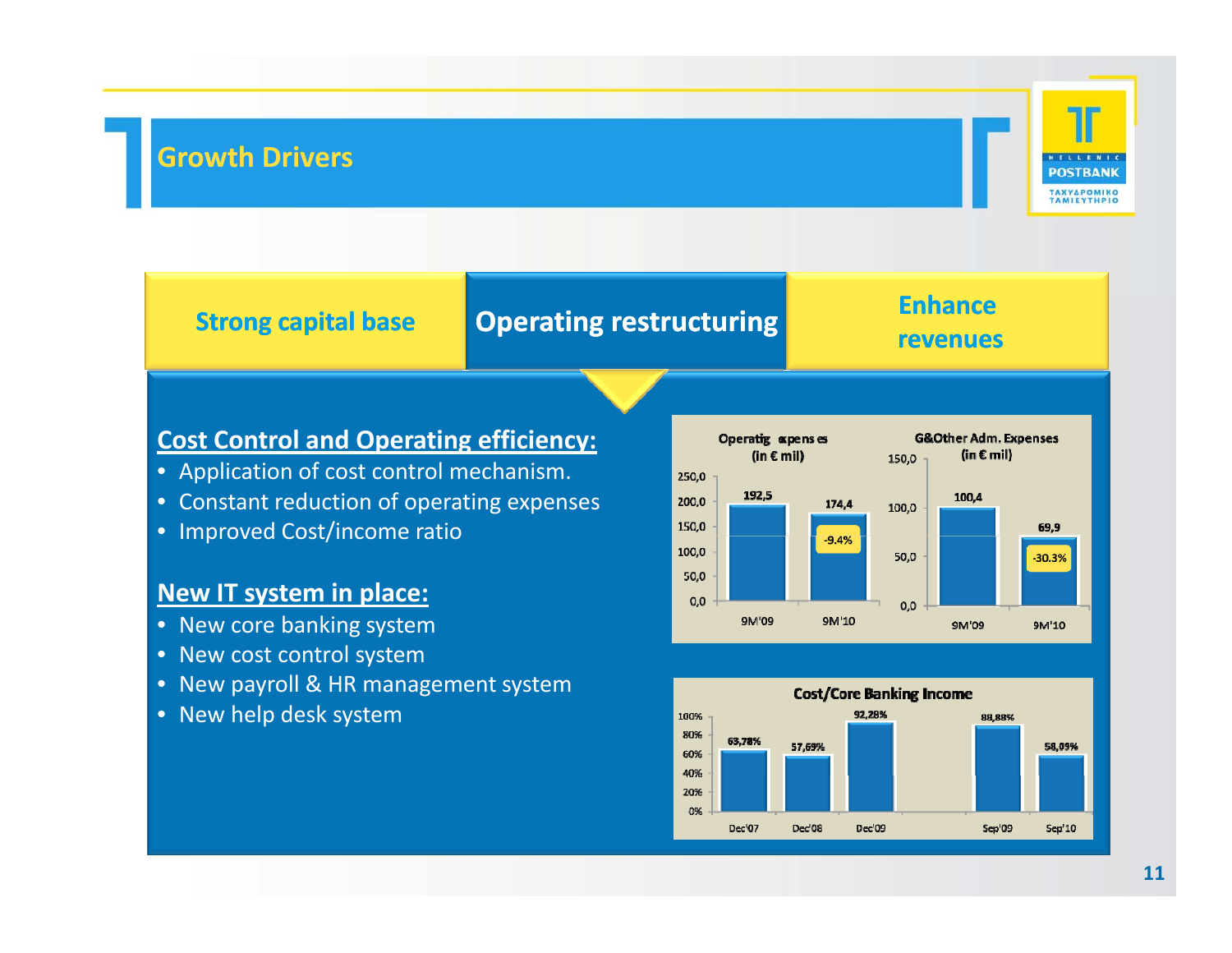# Growth Drivers

| Strong capital base | **Operating restructuring** | Enhance revenues |
|---|---|---|

## Cost Control and Operating efficiency:

- Application of cost control mechanism.
- Constant reduction of operating expenses
- Improved Cost/income ratio

## New IT system in place:

- New core banking system
- New cost control system
- New payroll & HR management system
- New help desk system

**Operating expenses (in € mil)**

| 9M'09 | 9M'10 |
|---|---|
| 192,5 | 174,4 (-9.4%) |

**G&Other Adm. Expenses (in € mil)**

| 9M'09 | 9M'10 |
|---|---|
| 100,4 | 69,9 (-30.3%) |

**Cost/Core Banking Income**

| Dec'07 | Dec'08 | Dec'09 | Sep'09 | Sep'10 |
|---|---|---|---|---|
| 63,78% | 57,69% | 92,28% | 88,88% | 58,09% |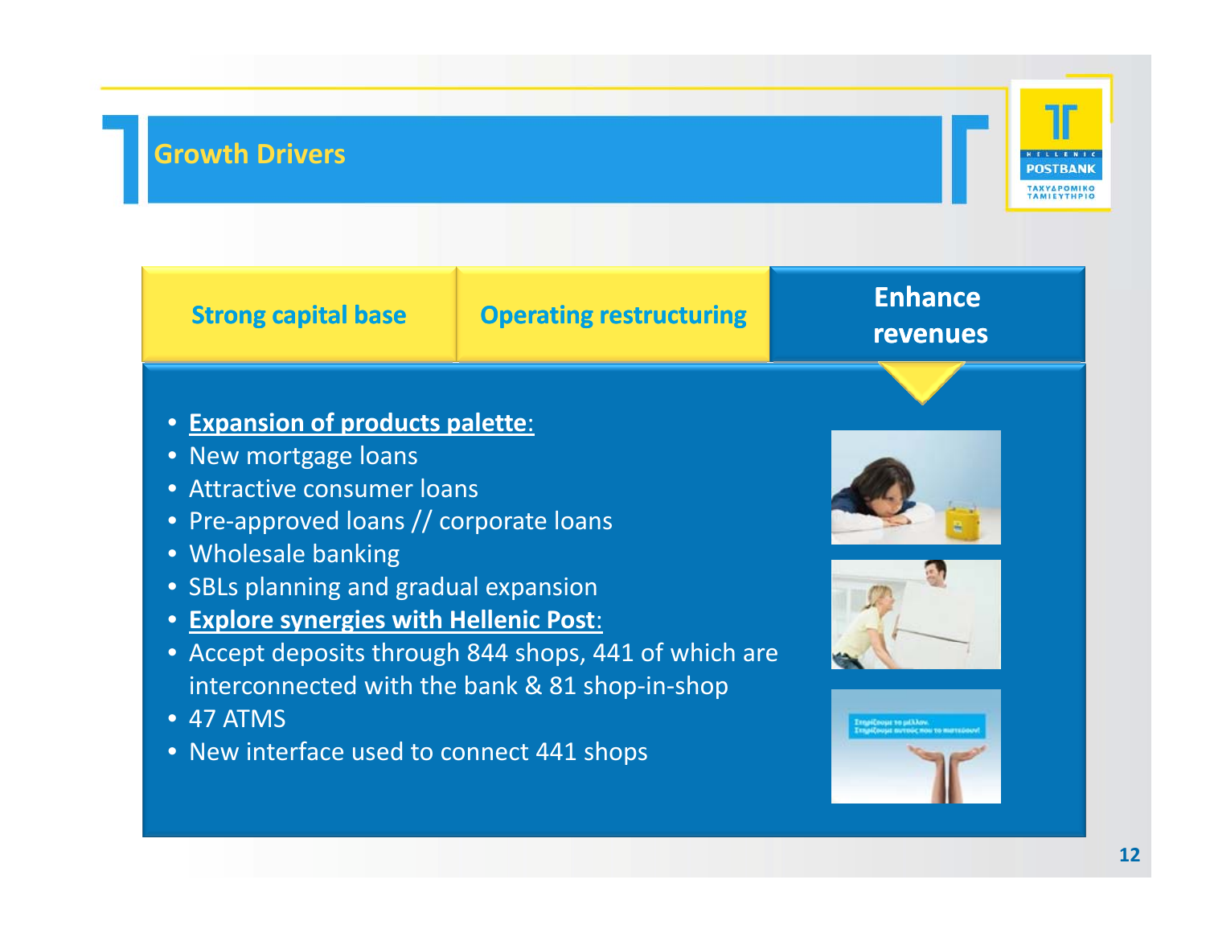# Growth Drivers

| Strong capital base | Operating restructuring | Enhance revenues |
| --- | --- | --- |

- **Expansion of products palette:**
- New mortgage loans
- Attractive consumer loans
- Pre-approved loans // corporate loans
- Wholesale banking
- SBLs planning and gradual expansion
- **Explore synergies with Hellenic Post:**
- Accept deposits through 844 shops, 441 of which are interconnected with the bank & 81 shop-in-shop
- 47 ATMS
- New interface used to connect 441 shops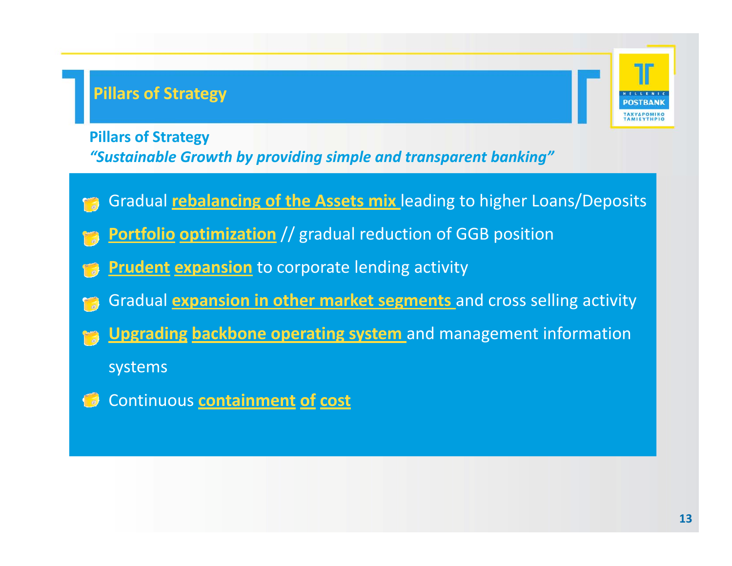# Pillars of Strategy

## Pillars of Strategy

*"Sustainable Growth by providing simple and transparent banking"*

- Gradual **rebalancing of the Assets mix** leading to higher Loans/Deposits
- **Portfolio optimization** // gradual reduction of GGB position
- **Prudent expansion** to corporate lending activity
- Gradual **expansion in other market segments** and cross selling activity
- **Upgrading backbone operating system** and management information systems
- Continuous **containment of cost**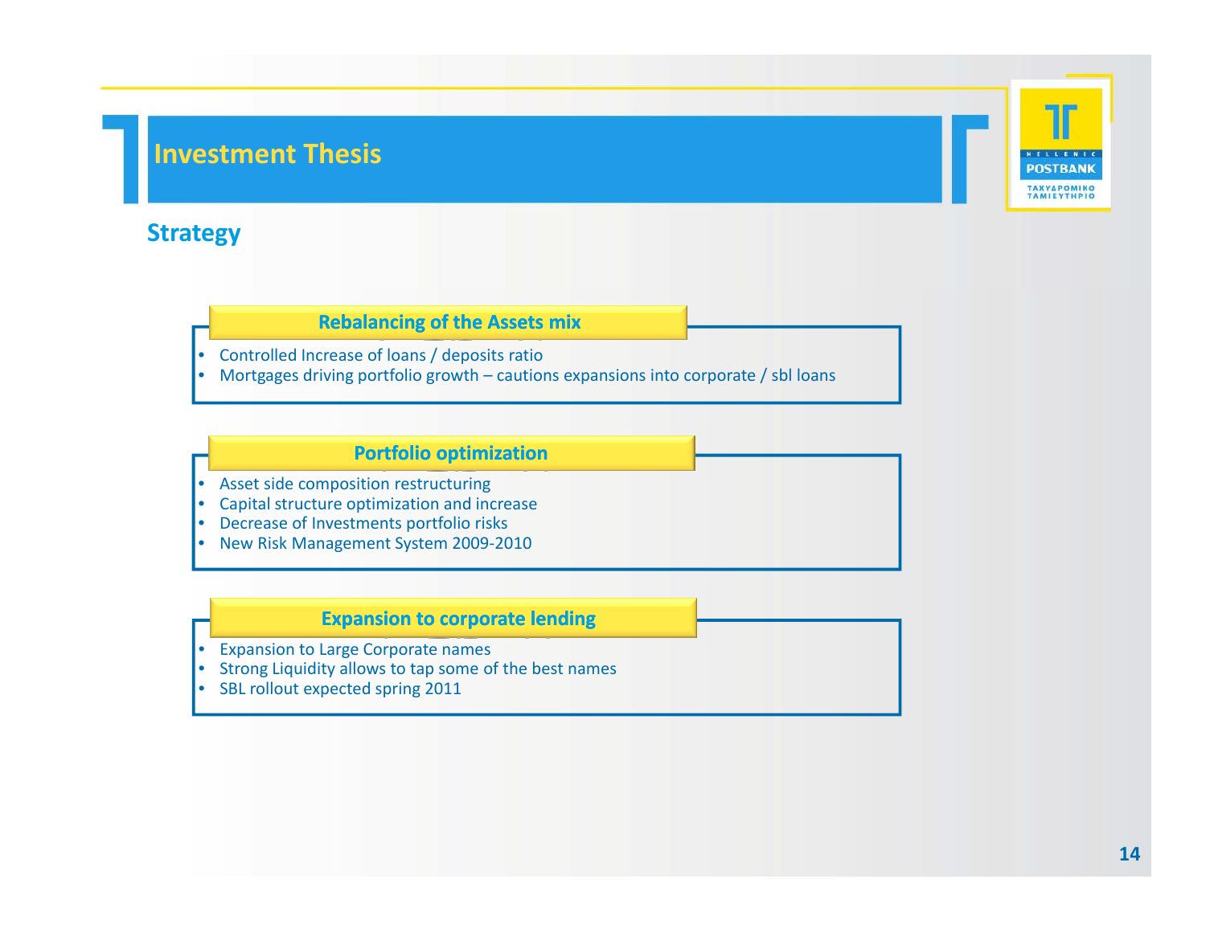# Investment Thesis

## Strategy

### Rebalancing of the Assets mix

- Controlled Increase of loans / deposits ratio
- Mortgages driving portfolio growth – cautions expansions into corporate / sbl loans

### Portfolio optimization

- Asset side composition restructuring
- Capital structure optimization and increase
- Decrease of Investments portfolio risks
- New Risk Management System 2009-2010

### Expansion to corporate lending

- Expansion to Large Corporate names
- Strong Liquidity allows to tap some of the best names
- SBL rollout expected spring 2011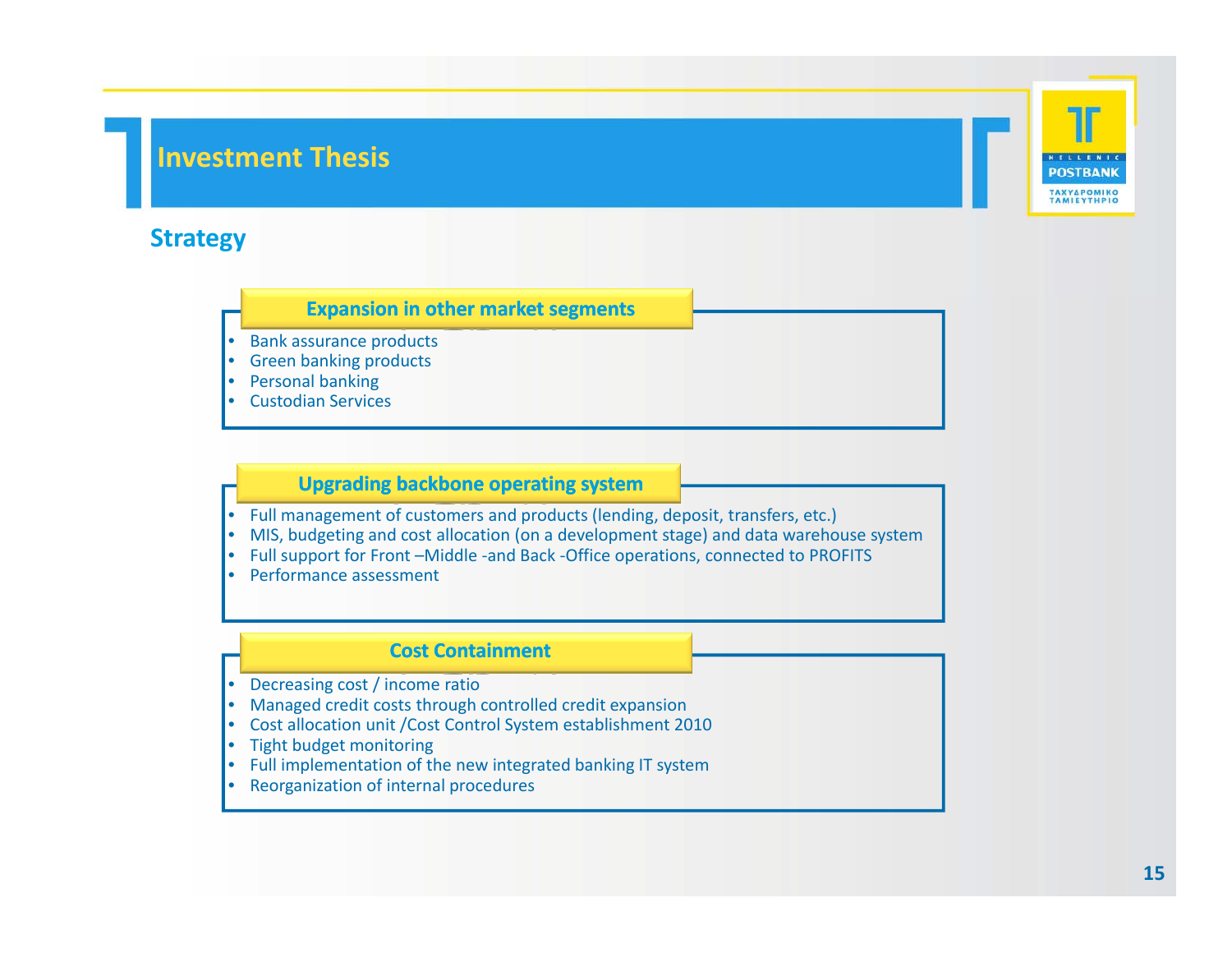# Investment Thesis

## Strategy

### Expansion in other market segments

- Bank assurance products
- Green banking products
- Personal banking
- Custodian Services

### Upgrading backbone operating system

- Full management of customers and products (lending, deposit, transfers, etc.)
- MIS, budgeting and cost allocation (on a development stage) and data warehouse system
- Full support for Front –Middle -and Back -Office operations, connected to PROFITS
- Performance assessment

### Cost Containment

- Decreasing cost / income ratio
- Managed credit costs through controlled credit expansion
- Cost allocation unit /Cost Control System establishment 2010
- Tight budget monitoring
- Full implementation of the new integrated banking IT system
- Reorganization of internal procedures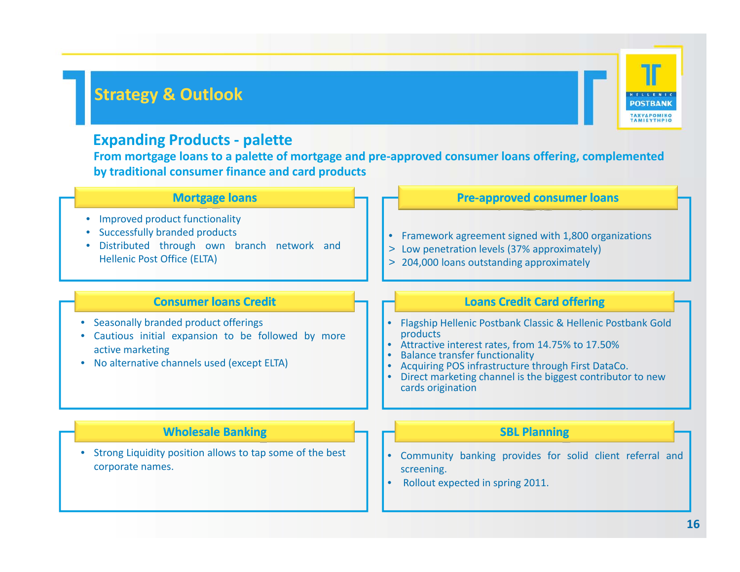# Strategy & Outlook

## Expanding Products - palette

**From mortgage loans to a palette of mortgage and pre-approved consumer loans offering, complemented by traditional consumer finance and card products**

### Mortgage loans

- Improved product functionality
- Successfully branded products
- Distributed through own branch network and Hellenic Post Office (ELTA)

### Pre-approved consumer loans

- Framework agreement signed with 1,800 organizations
- > Low penetration levels (37% approximately)
- > 204,000 loans outstanding approximately

### Consumer loans Credit

- Seasonally branded product offerings
- Cautious initial expansion to be followed by more active marketing
- No alternative channels used (except ELTA)

### Loans Credit Card offering

- Flagship Hellenic Postbank Classic & Hellenic Postbank Gold products
- Attractive interest rates, from 14.75% to 17.50%
- Balance transfer functionality
- Acquiring POS infrastructure through First DataCo.
- Direct marketing channel is the biggest contributor to new cards origination

### Wholesale Banking

- Strong Liquidity position allows to tap some of the best corporate names.

### SBL Planning

- Community banking provides for solid client referral and screening.
- Rollout expected in spring 2011.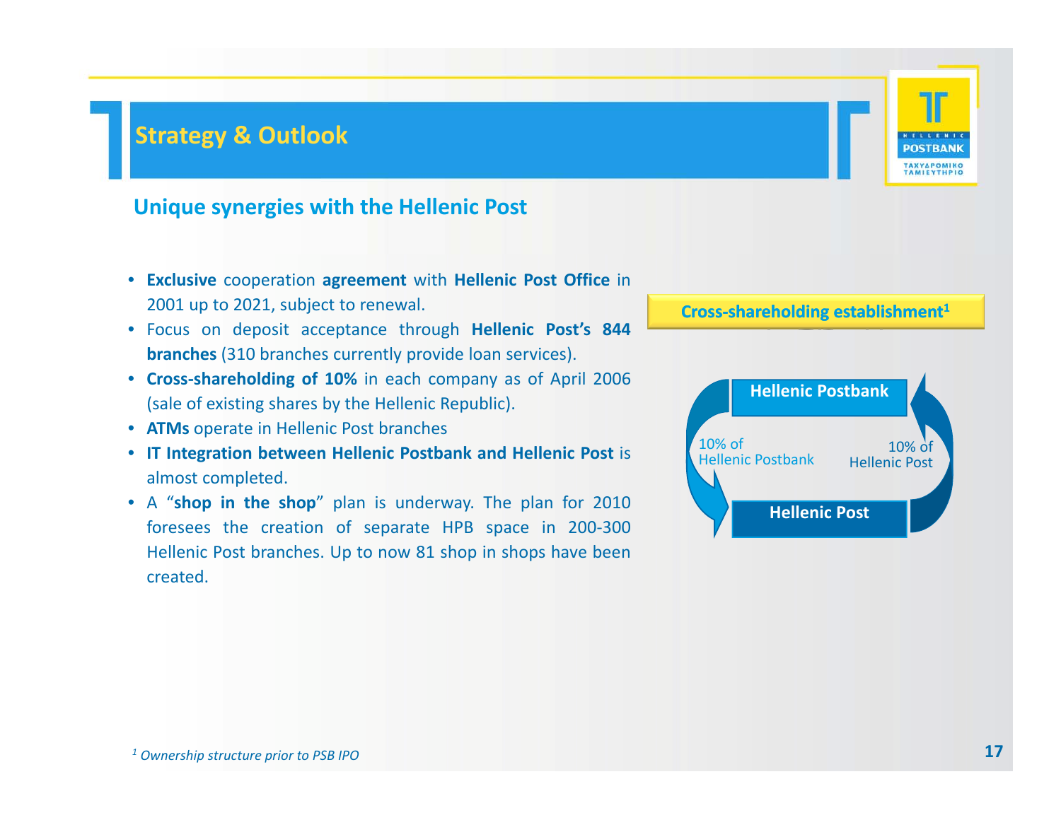# Strategy & Outlook

## Unique synergies with the Hellenic Post

- **Exclusive** cooperation **agreement** with **Hellenic Post Office** in 2001 up to 2021, subject to renewal.
- Focus on deposit acceptance through **Hellenic Post's 844 branches** (310 branches currently provide loan services).
- **Cross-shareholding of 10%** in each company as of April 2006 (sale of existing shares by the Hellenic Republic).
- **ATMs** operate in Hellenic Post branches
- **IT Integration between Hellenic Postbank and Hellenic Post** is almost completed.
- A "**shop in the shop**" plan is underway. The plan for 2010 foresees the creation of separate HPB space in 200-300 Hellenic Post branches. Up to now 81 shop in shops have been created.

**Cross-shareholding establishment[1]**

- Hellenic Postbank
- Hellenic Post
- 10% of Hellenic Postbank
- 10% of Hellenic Post

*[1] Ownership structure prior to PSB IPO*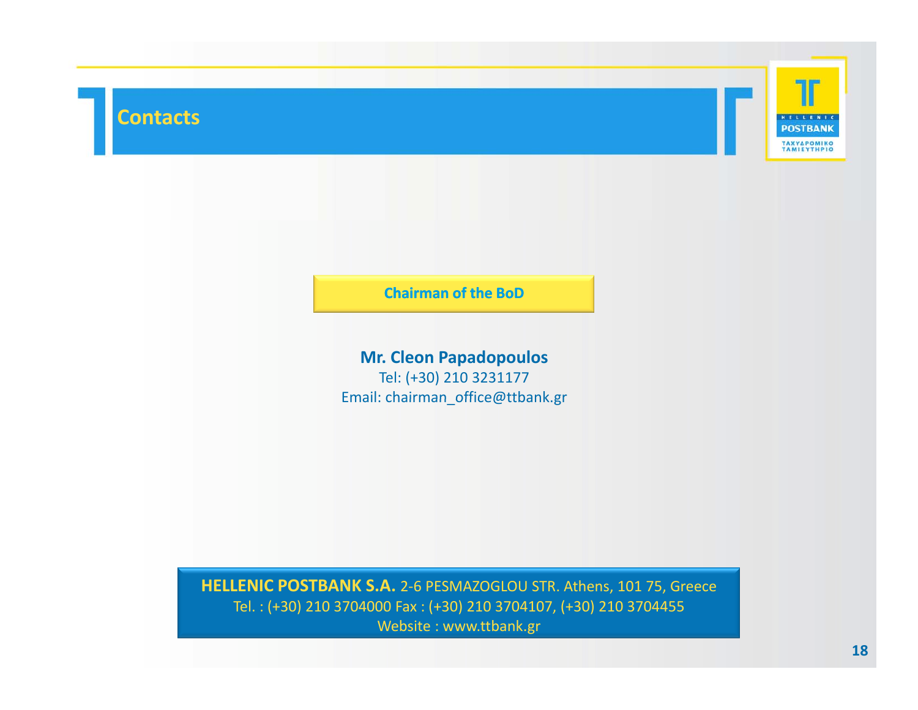# Contacts

**Chairman of the BoD**

**Mr. Cleon Papadopoulos**
Tel: (+30) 210 3231177
Email: chairman_office@ttbank.gr

**HELLENIC POSTBANK S.A.** 2-6 PESMAZOGLOU STR. Athens, 101 75, Greece
Tel. : (+30) 210 3704000 Fax : (+30) 210 3704107, (+30) 210 3704455
Website : www.ttbank.gr